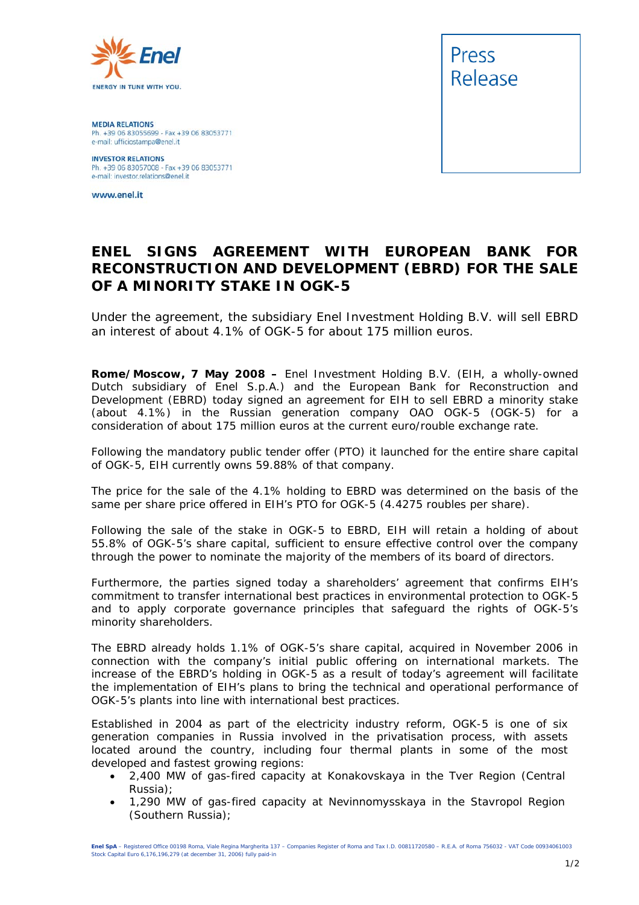**Enel**

ENERGY IN TUNE WITH YOU.

**MEDIA RELATIONS**
Ph. +39 06 83055699 - Fax +39 06 83053771
e-mail: ufficiostampa@enel.it

**INVESTOR RELATIONS**
Ph. +39 06 83057008 - Fax +39 06 83053771
e-mail: investor.relations@enel.it

www.enel.it

Press Release

# ENEL SIGNS AGREEMENT WITH EUROPEAN BANK FOR RECONSTRUCTION AND DEVELOPMENT (EBRD) FOR THE SALE OF A MINORITY STAKE IN OGK-5

Under the agreement, the subsidiary Enel Investment Holding B.V. will sell EBRD an interest of about 4.1% of OGK-5 for about 175 million euros.

**Rome/Moscow, 7 May 2008 –** Enel Investment Holding B.V. (EIH, a wholly-owned Dutch subsidiary of Enel S.p.A.) and the European Bank for Reconstruction and Development (EBRD) today signed an agreement for EIH to sell EBRD a minority stake (about 4.1%) in the Russian generation company OAO OGK-5 (OGK-5) for a consideration of about 175 million euros at the current euro/rouble exchange rate.

Following the mandatory public tender offer (PTO) it launched for the entire share capital of OGK-5, EIH currently owns 59.88% of that company.

The price for the sale of the 4.1% holding to EBRD was determined on the basis of the same per share price offered in EIH's PTO for OGK-5 (4.4275 roubles per share).

Following the sale of the stake in OGK-5 to EBRD, EIH will retain a holding of about 55.8% of OGK-5's share capital, sufficient to ensure effective control over the company through the power to nominate the majority of the members of its board of directors.

Furthermore, the parties signed today a shareholders' agreement that confirms EIH's commitment to transfer international best practices in environmental protection to OGK-5 and to apply corporate governance principles that safeguard the rights of OGK-5's minority shareholders.

The EBRD already holds 1.1% of OGK-5's share capital, acquired in November 2006 in connection with the company's initial public offering on international markets. The increase of the EBRD's holding in OGK-5 as a result of today's agreement will facilitate the implementation of EIH's plans to bring the technical and operational performance of OGK-5's plants into line with international best practices.

Established in 2004 as part of the electricity industry reform, OGK-5 is one of six generation companies in Russia involved in the privatisation process, with assets located around the country, including four thermal plants in some of the most developed and fastest growing regions:

- 2,400 MW of gas-fired capacity at Konakovskaya in the Tver Region (Central Russia);
- 1,290 MW of gas-fired capacity at Nevinnomysskaya in the Stavropol Region (Southern Russia);

**Enel SpA** – Registered Office 00198 Roma, Viale Regina Margherita 137 – Companies Register of Roma and Tax I.D. 00811720580 – R.E.A. of Roma 756032 - VAT Code 00934061003
Stock Capital Euro 6,176,196,279 (at december 31, 2006) fully paid-in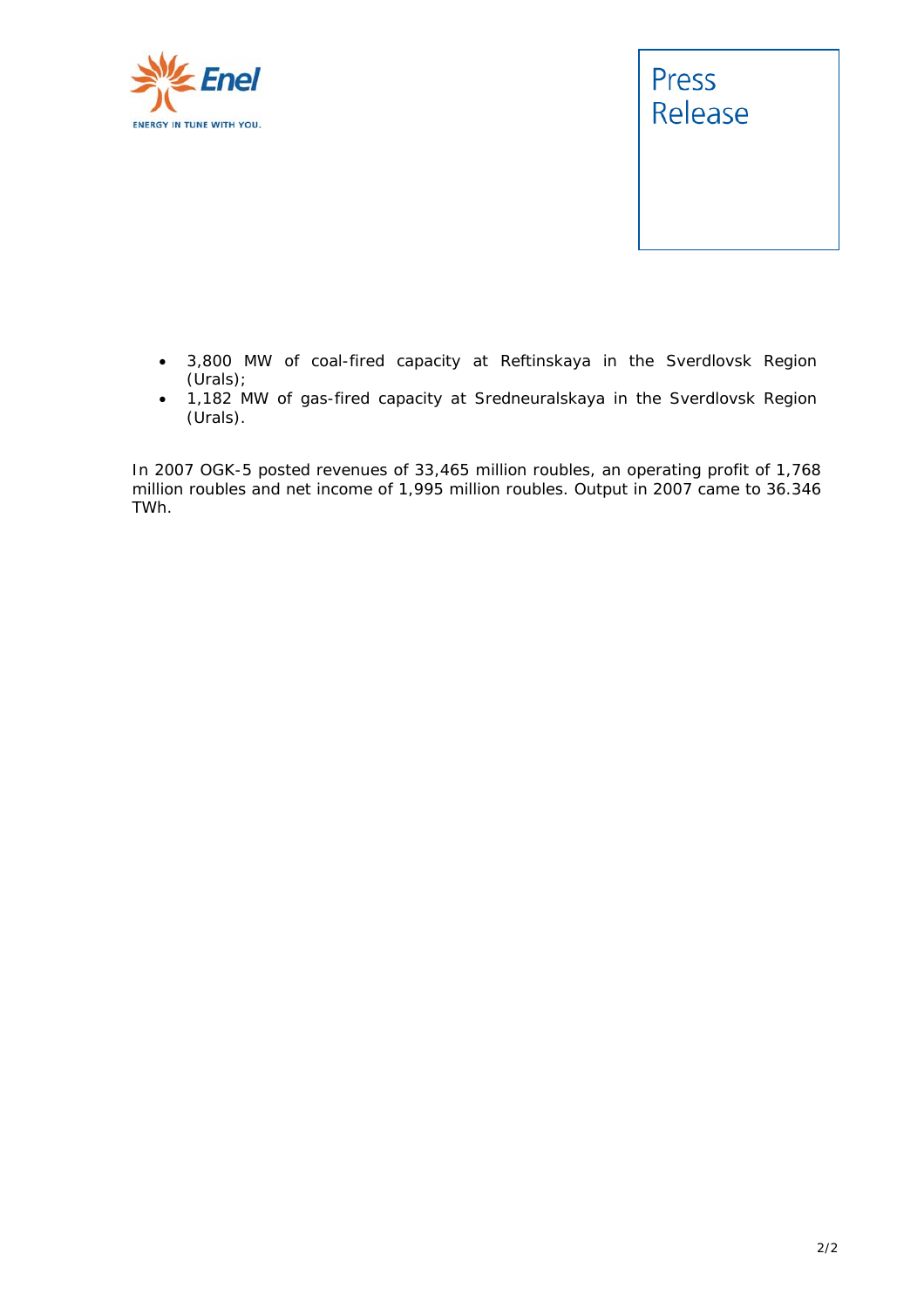- 3,800 MW of coal-fired capacity at Reftinskaya in the Sverdlovsk Region (Urals);
- 1,182 MW of gas-fired capacity at Sredneuralskaya in the Sverdlovsk Region (Urals).

In 2007 OGK-5 posted revenues of 33,465 million roubles, an operating profit of 1,768 million roubles and net income of 1,995 million roubles. Output in 2007 came to 36.346 TWh.